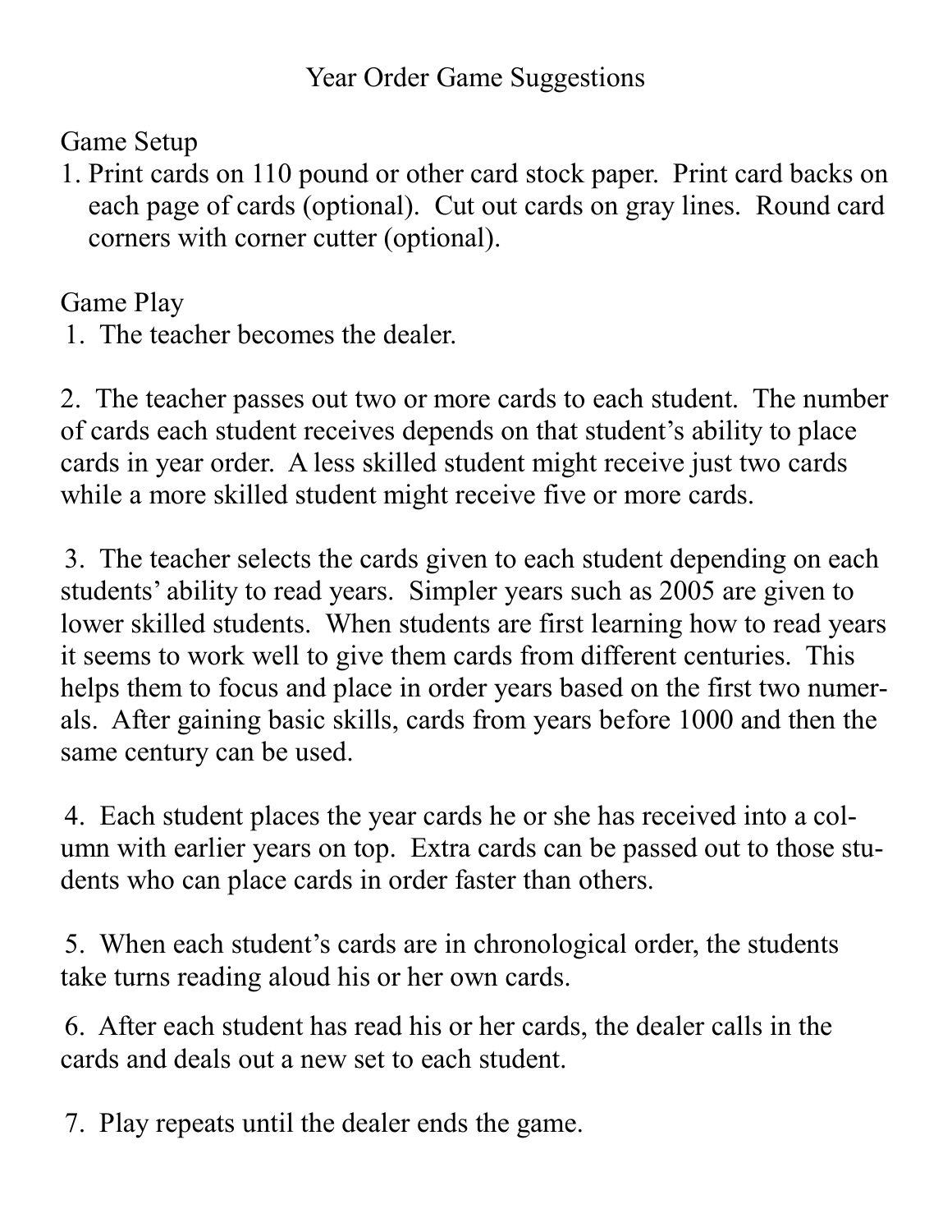# Year Order Game Suggestions

## Game Setup

1. Print cards on 110 pound or other card stock paper. Print card backs on each page of cards (optional). Cut out cards on gray lines. Round card corners with corner cutter (optional).

## Game Play

1. The teacher becomes the dealer.

2. The teacher passes out two or more cards to each student. The number of cards each student receives depends on that student's ability to place cards in year order. A less skilled student might receive just two cards while a more skilled student might receive five or more cards.

3. The teacher selects the cards given to each student depending on each students' ability to read years. Simpler years such as 2005 are given to lower skilled students. When students are first learning how to read years it seems to work well to give them cards from different centuries. This helps them to focus and place in order years based on the first two numerals. After gaining basic skills, cards from years before 1000 and then the same century can be used.

4. Each student places the year cards he or she has received into a column with earlier years on top. Extra cards can be passed out to those students who can place cards in order faster than others.

5. When each student's cards are in chronological order, the students take turns reading aloud his or her own cards.

6. After each student has read his or her cards, the dealer calls in the cards and deals out a new set to each student.

7. Play repeats until the dealer ends the game.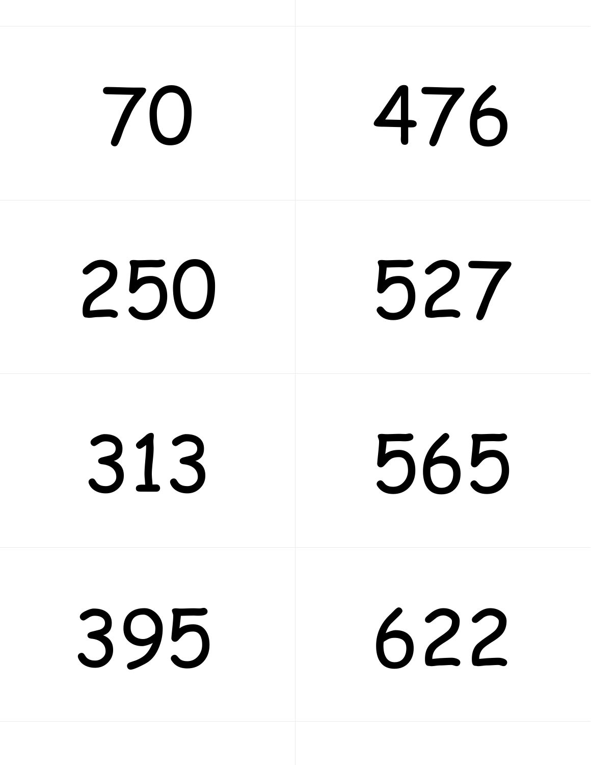| | |
|---|---|
| 70 | 476 |
| 250 | 527 |
| 313 | 565 |
| 395 | 622 |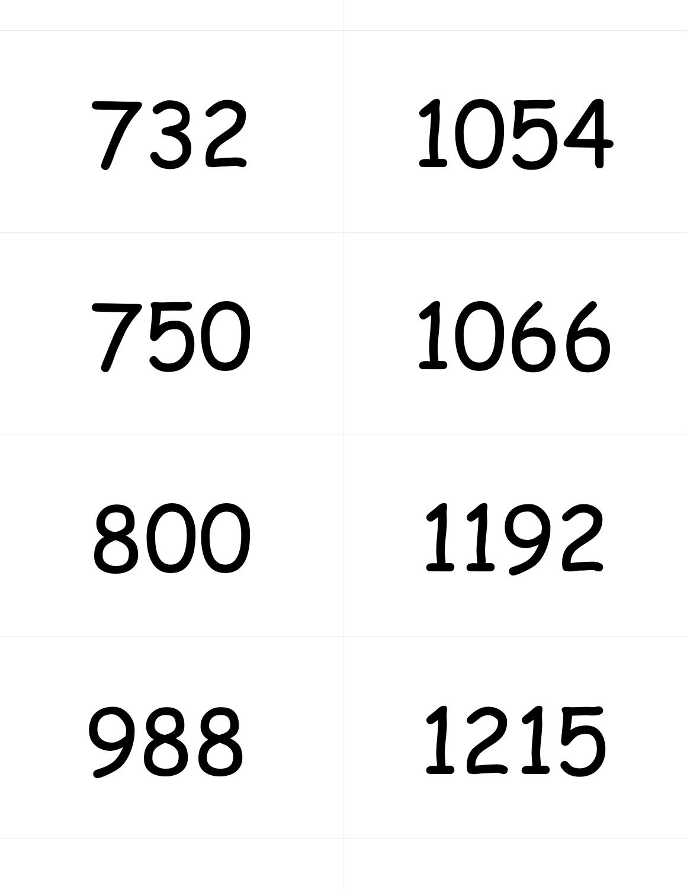| | |
|---|---|
| 732 | 1054 |
| 750 | 1066 |
| 800 | 1192 |
| 988 | 1215 |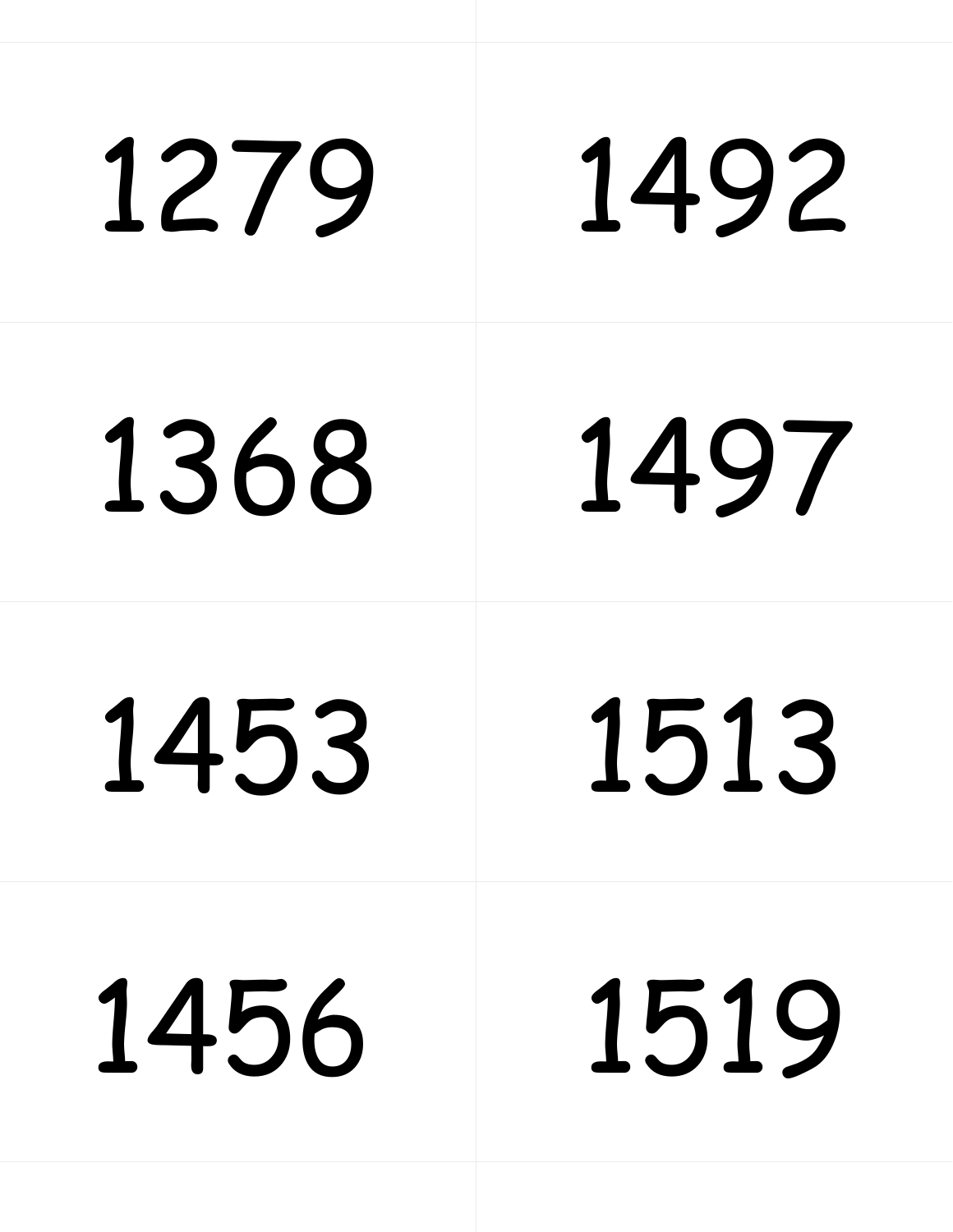1279

1492

1368

1497

1453

1513

1456

1519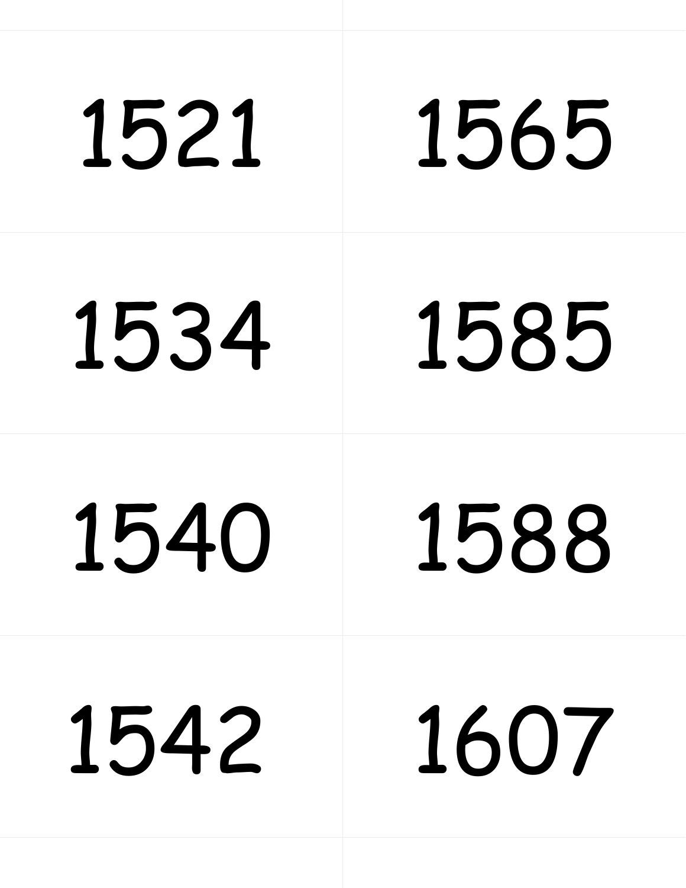1521

1565

1534

1585

1540

1588

1542

1607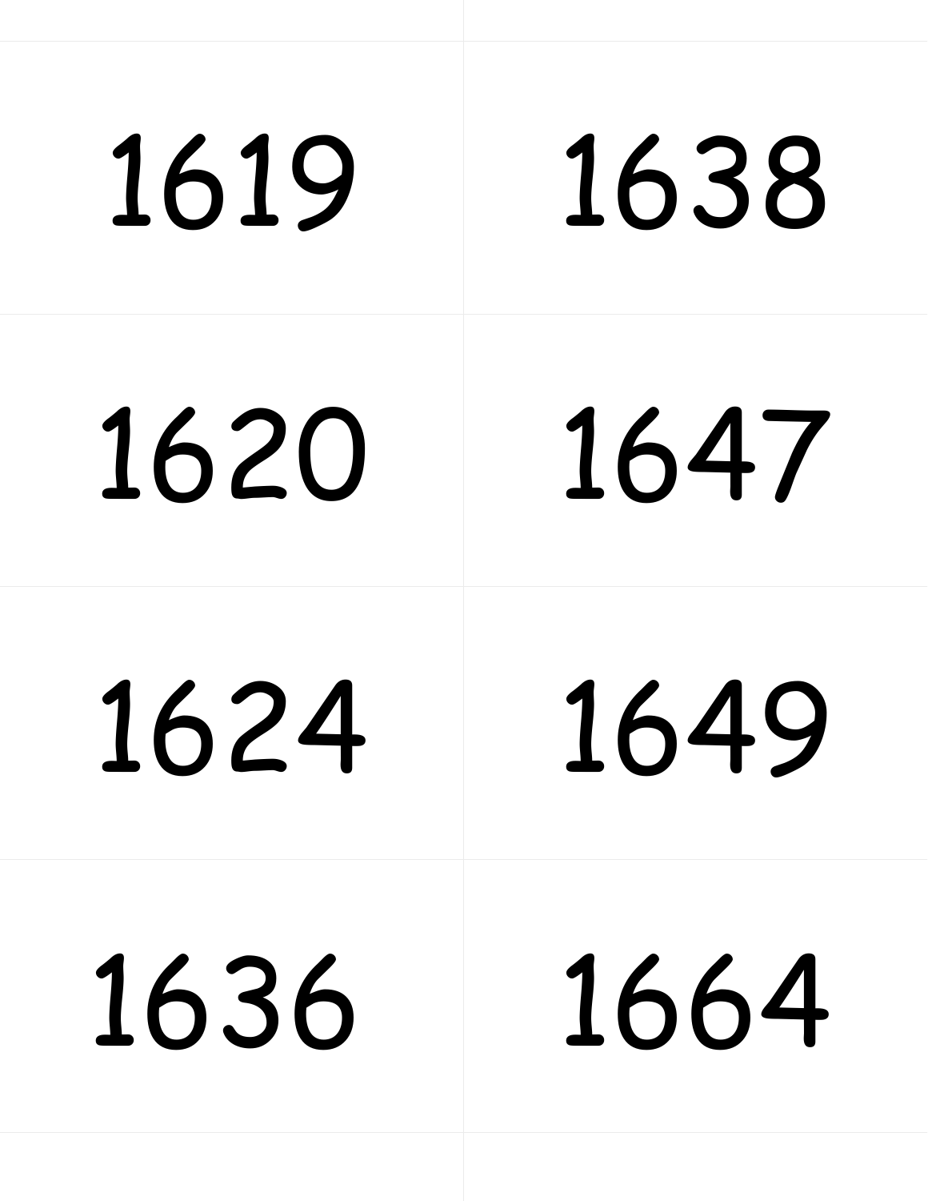1619

1638

1620

1647

1624

1649

1636

1664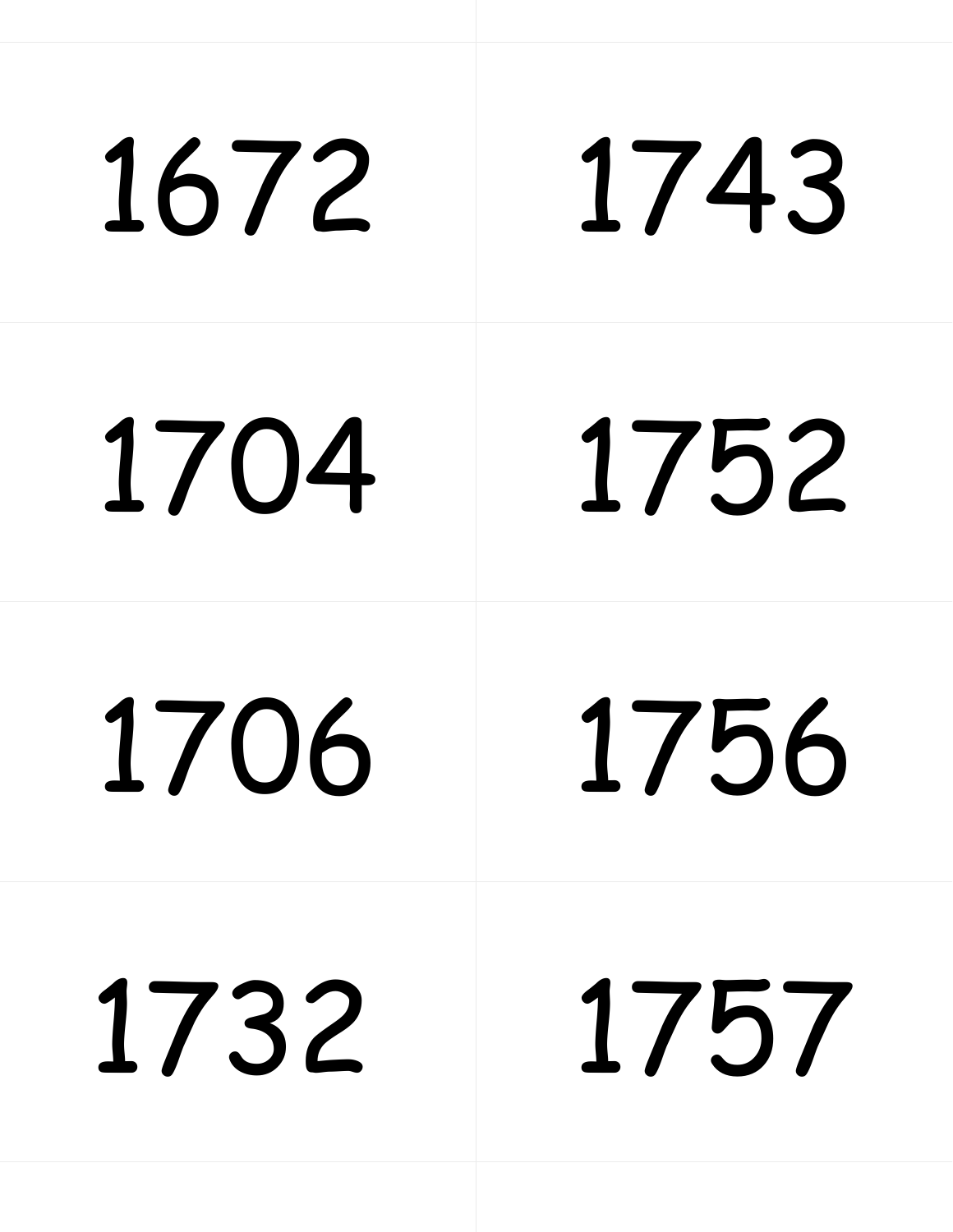| | |
|---|---|
| 1672 | 1743 |
| 1704 | 1752 |
| 1706 | 1756 |
| 1732 | 1757 |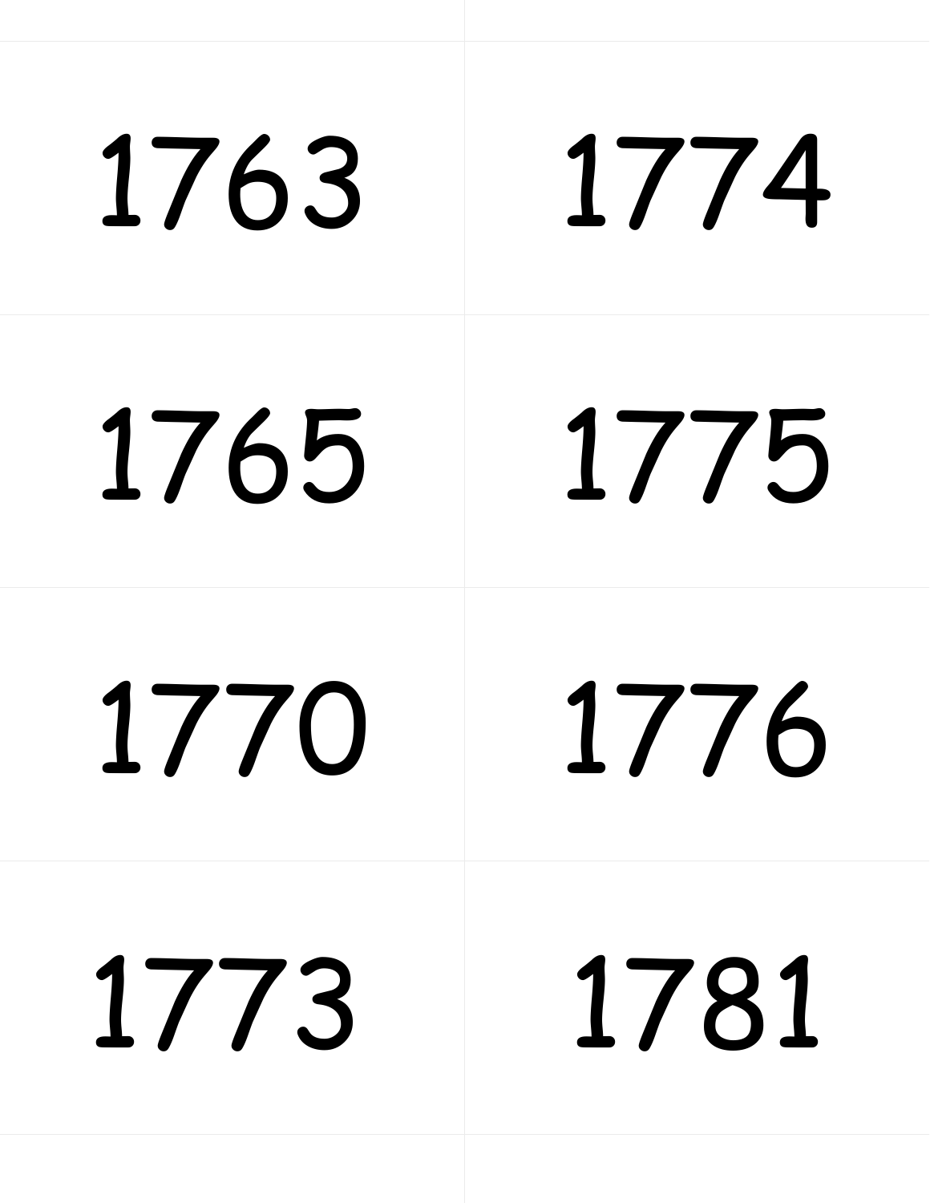1763

1774

1765

1775

1770

1776

1773

1781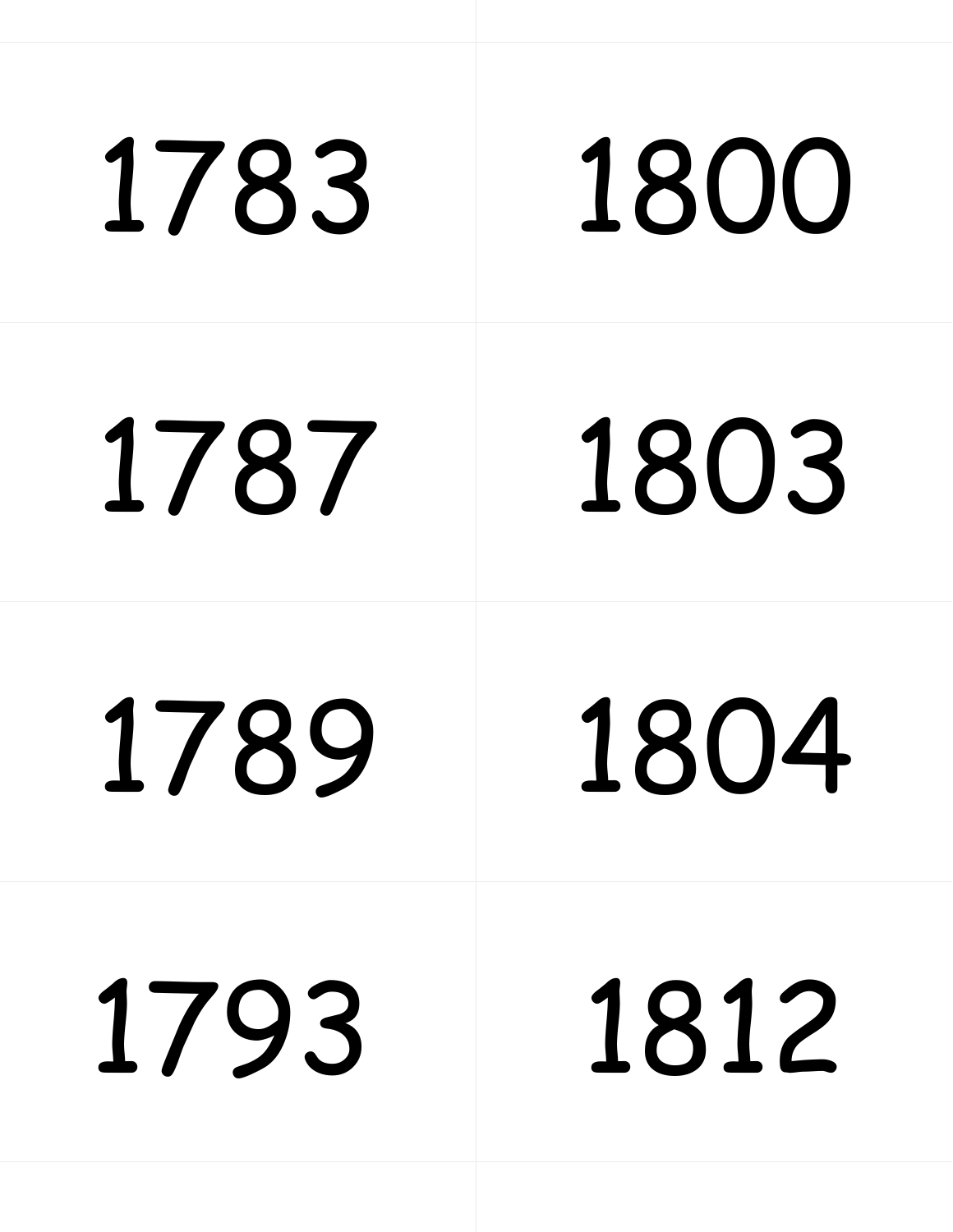1783

1800

1787

1803

1789

1804

1793

1812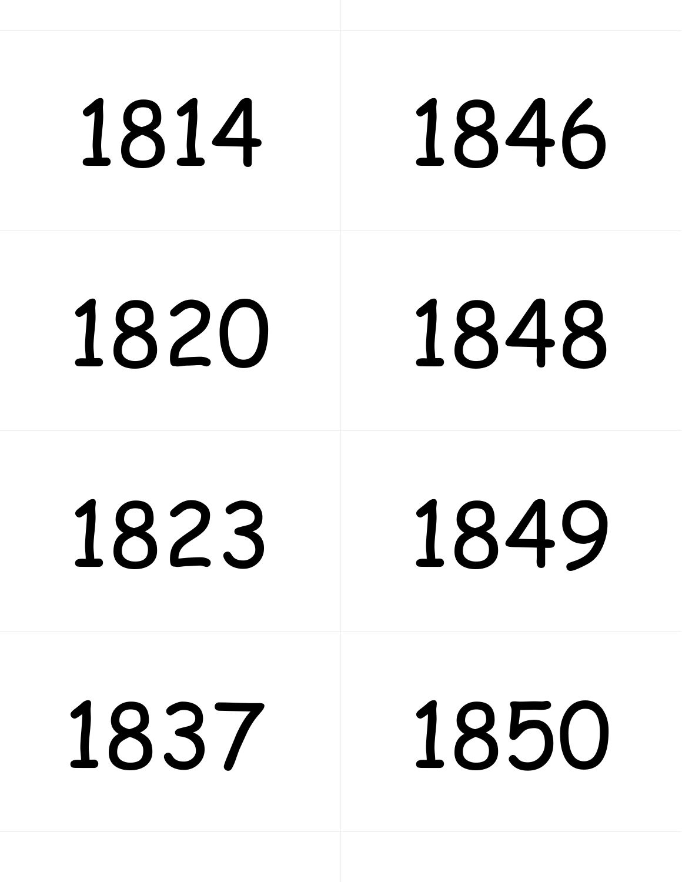| | |
|---|---|
| 1814 | 1846 |
| 1820 | 1848 |
| 1823 | 1849 |
| 1837 | 1850 |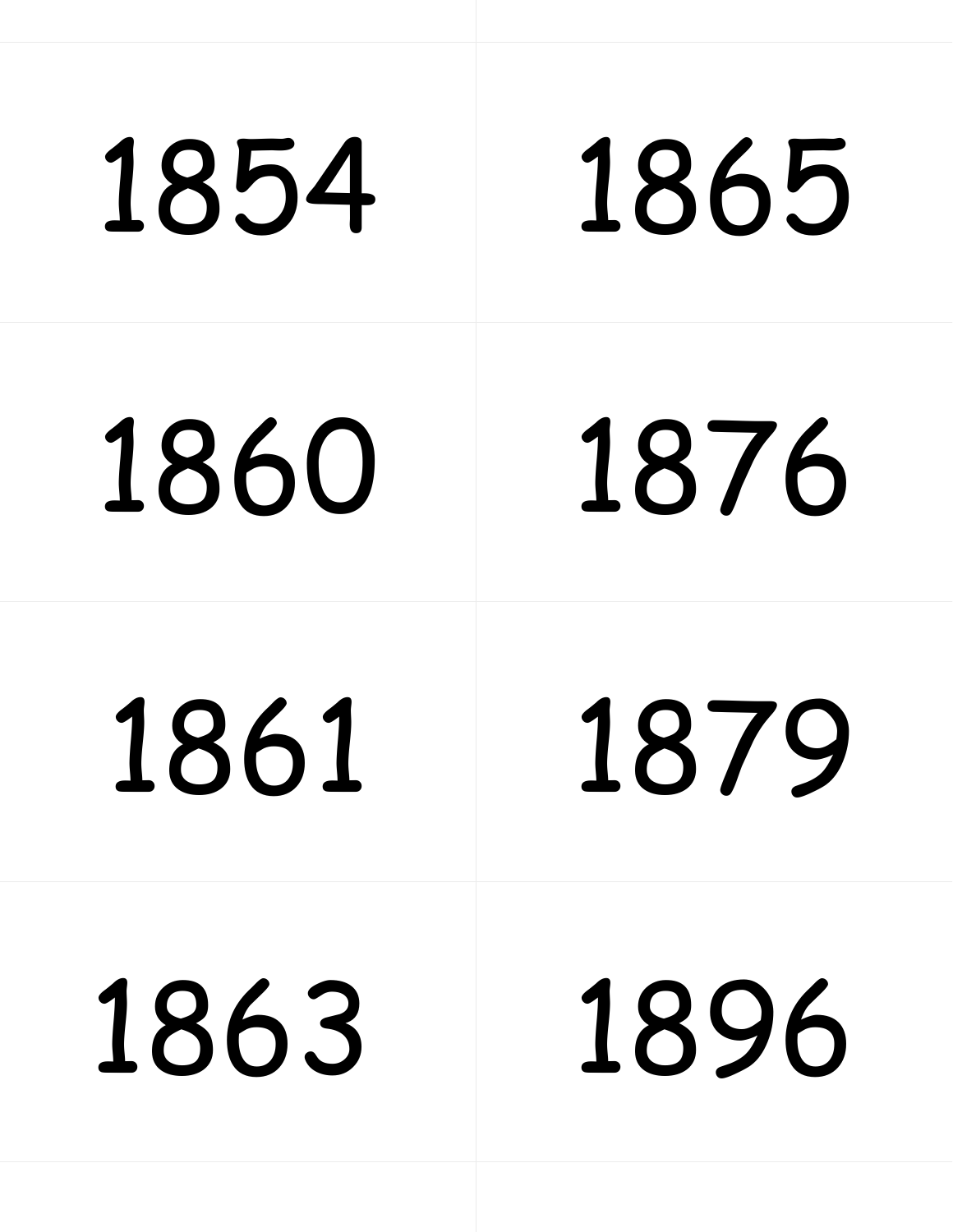| | |
|---|---|
| 1854 | 1865 |
| 1860 | 1876 |
| 1861 | 1879 |
| 1863 | 1896 |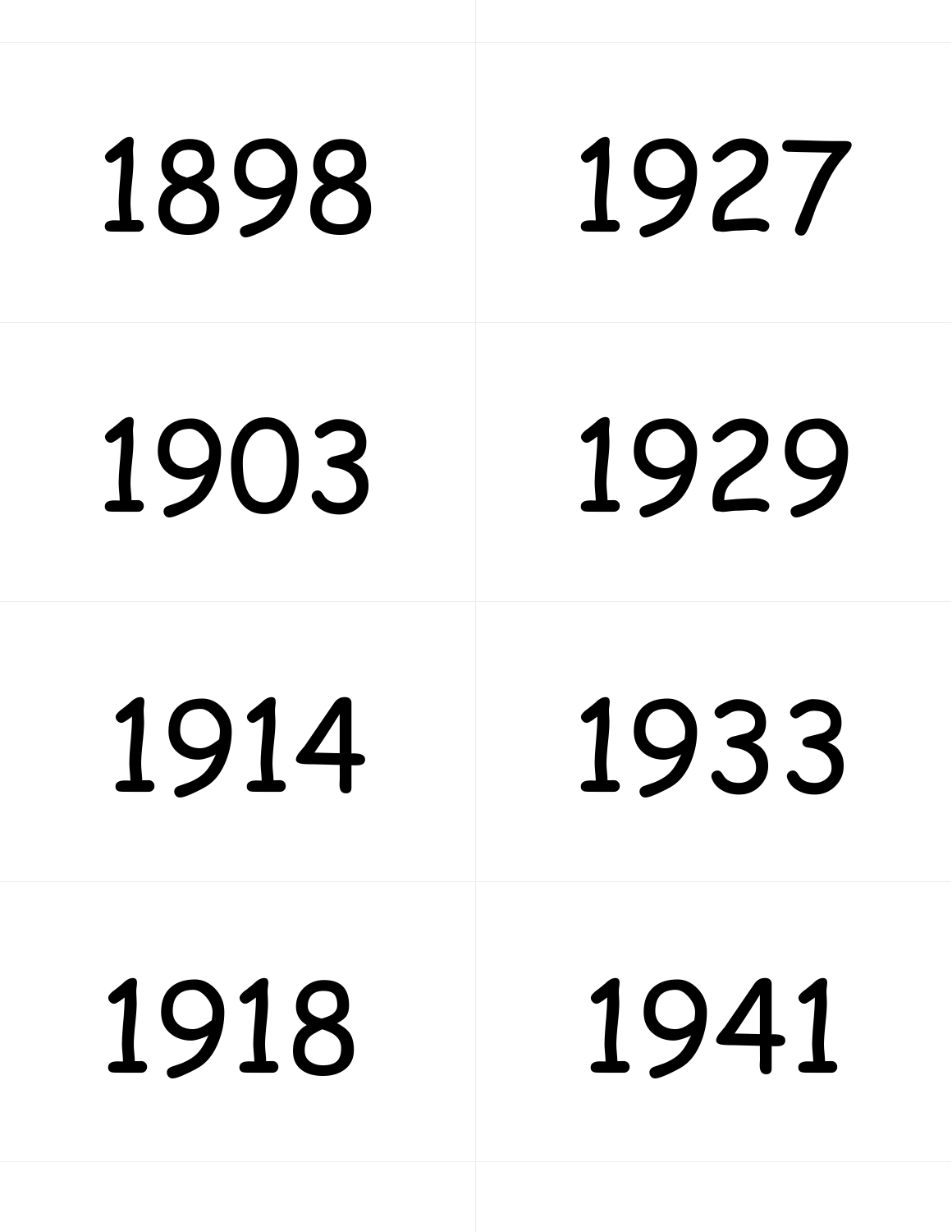| | |
|---|---|
| 1898 | 1927 |
| 1903 | 1929 |
| 1914 | 1933 |
| 1918 | 1941 |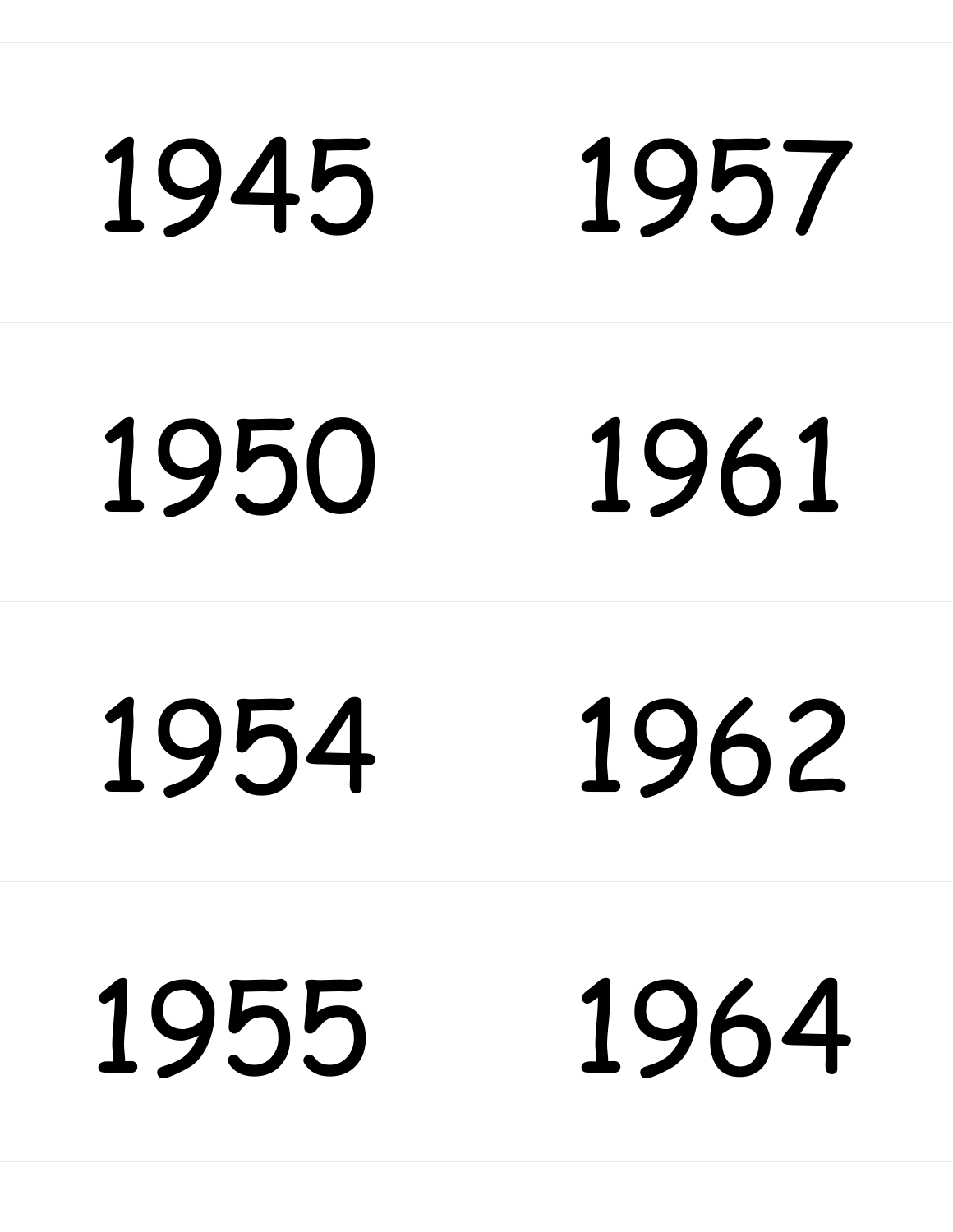| | |
|---|---|
| 1945 | 1957 |
| 1950 | 1961 |
| 1954 | 1962 |
| 1955 | 1964 |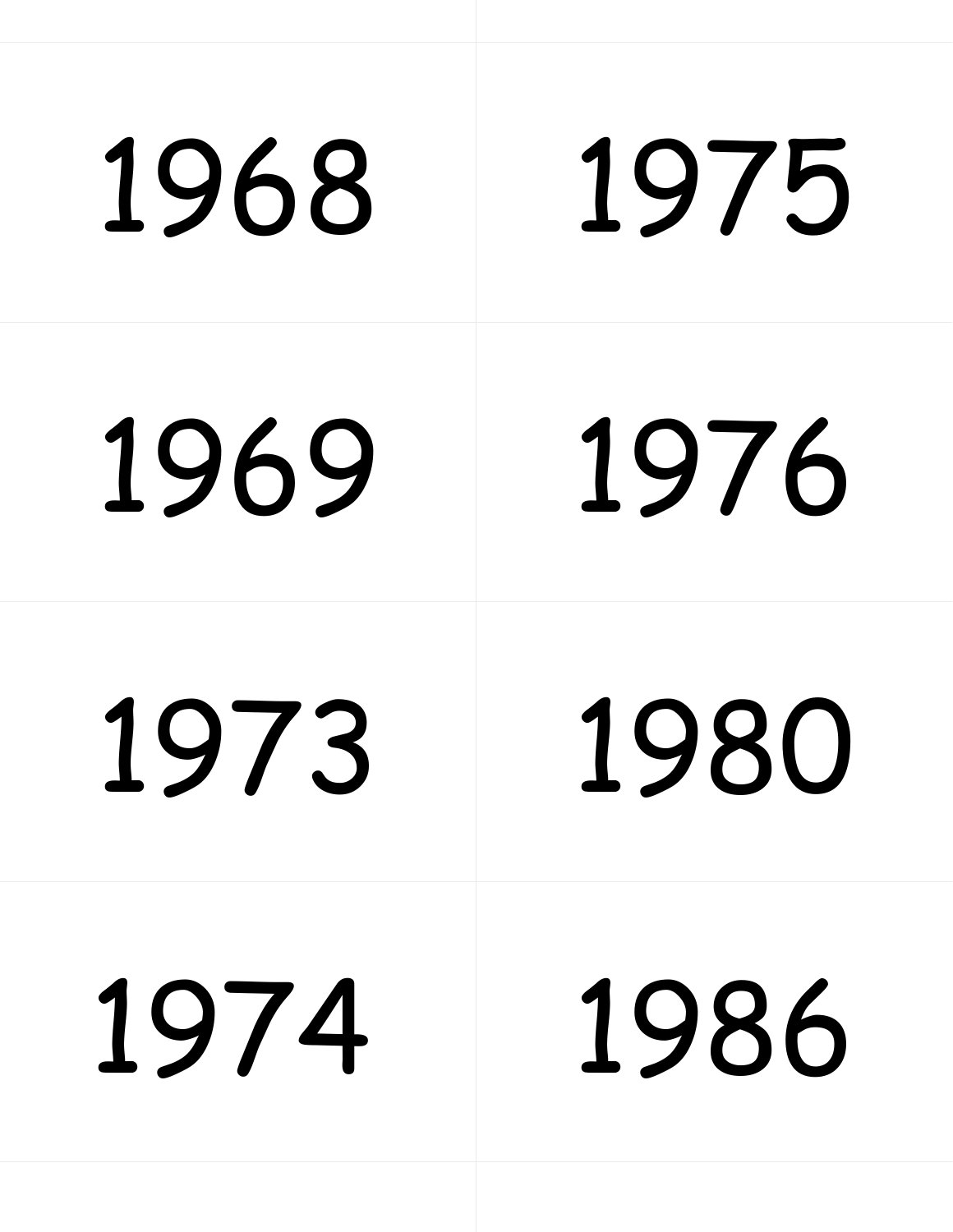| | |
|---|---|
| 1968 | 1975 |
| 1969 | 1976 |
| 1973 | 1980 |
| 1974 | 1986 |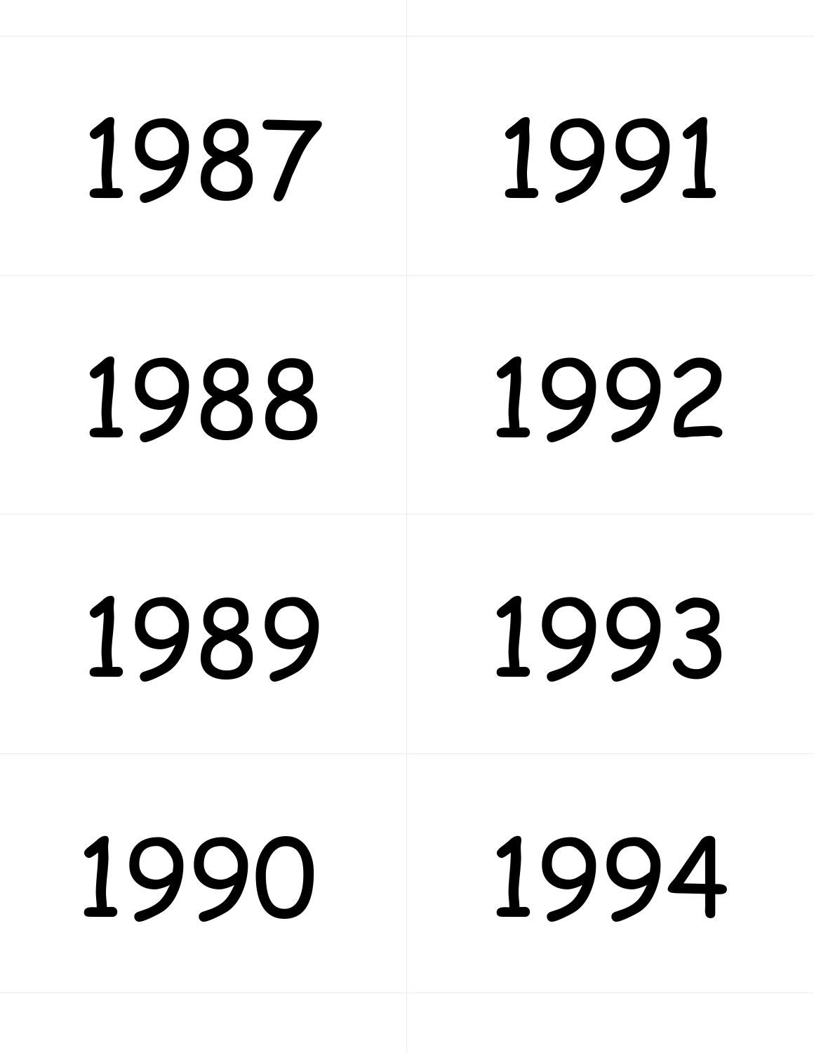1987

1988

1989

1990

1991

1992

1993

1994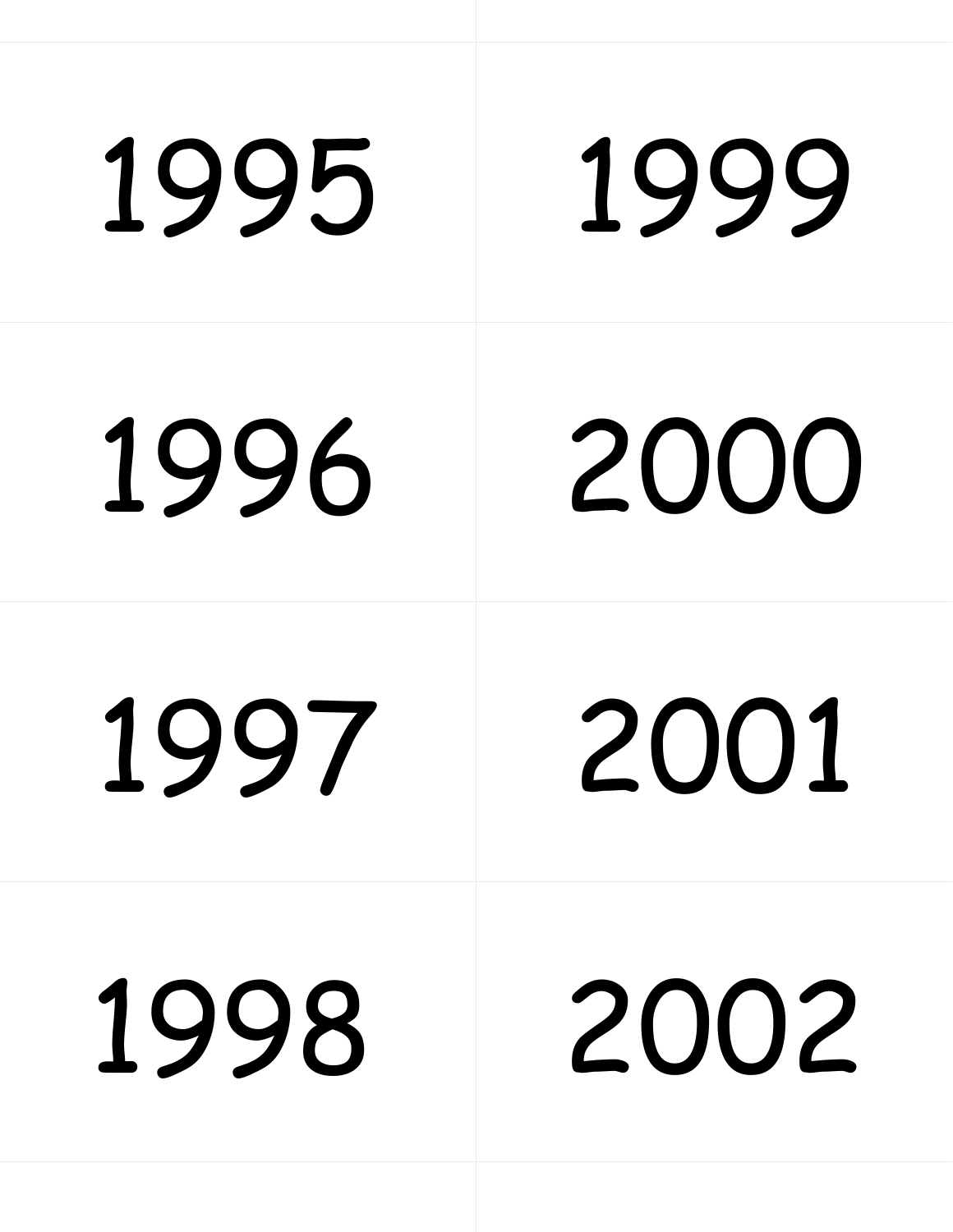1995

1999

1996

2000

1997

2001

1998

2002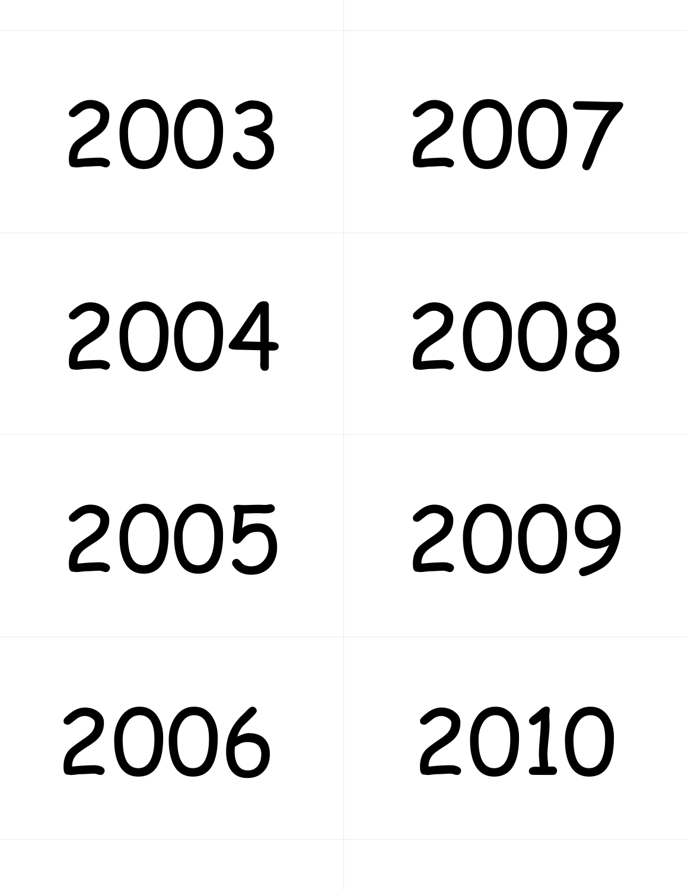2003

2007

2004

2008

2005

2009

2006

2010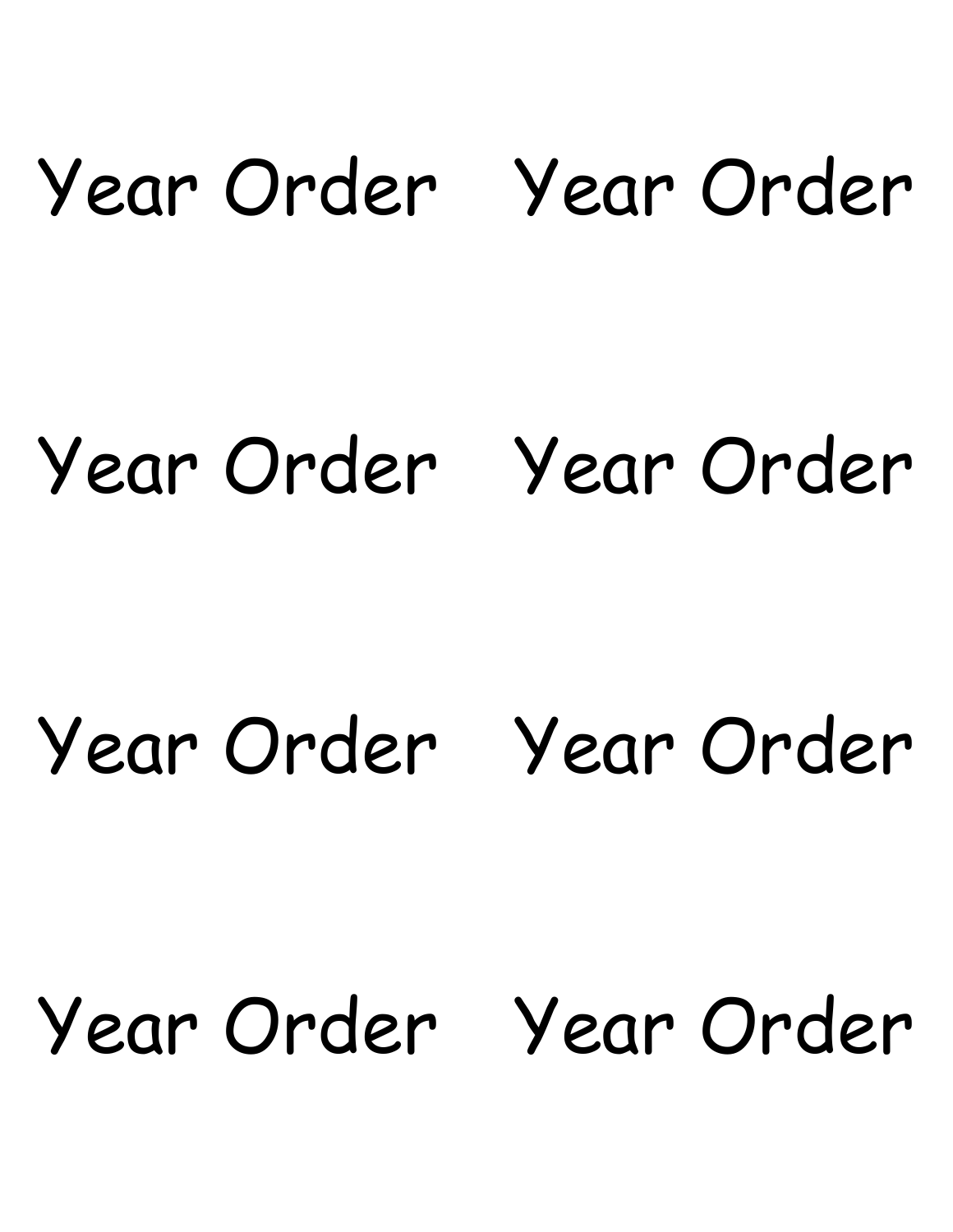Year Order Year Order

Year Order Year Order

Year Order Year Order

Year Order Year Order